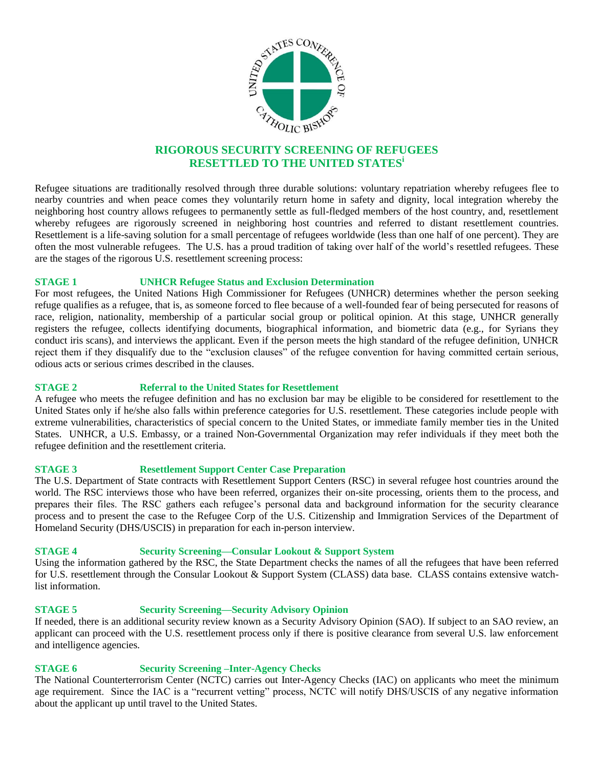# RIGOROUS SECURITY SCREENING OF REFUGEES RESETTLED TO THE UNITED STATES[i]

Refugee situations are traditionally resolved through three durable solutions: voluntary repatriation whereby refugees flee to nearby countries and when peace comes they voluntarily return home in safety and dignity, local integration whereby the neighboring host country allows refugees to permanently settle as full-fledged members of the host country, and, resettlement whereby refugees are rigorously screened in neighboring host countries and referred to distant resettlement countries. Resettlement is a life-saving solution for a small percentage of refugees worldwide (less than one half of one percent). They are often the most vulnerable refugees. The U.S. has a proud tradition of taking over half of the world's resettled refugees. These are the stages of the rigorous U.S. resettlement screening process:

## STAGE 1 UNHCR Refugee Status and Exclusion Determination

For most refugees, the United Nations High Commissioner for Refugees (UNHCR) determines whether the person seeking refuge qualifies as a refugee, that is, as someone forced to flee because of a well-founded fear of being persecuted for reasons of race, religion, nationality, membership of a particular social group or political opinion. At this stage, UNHCR generally registers the refugee, collects identifying documents, biographical information, and biometric data (e.g., for Syrians they conduct iris scans), and interviews the applicant. Even if the person meets the high standard of the refugee definition, UNHCR reject them if they disqualify due to the "exclusion clauses" of the refugee convention for having committed certain serious, odious acts or serious crimes described in the clauses.

## STAGE 2 Referral to the United States for Resettlement

A refugee who meets the refugee definition and has no exclusion bar may be eligible to be considered for resettlement to the United States only if he/she also falls within preference categories for U.S. resettlement. These categories include people with extreme vulnerabilities, characteristics of special concern to the United States, or immediate family member ties in the United States. UNHCR, a U.S. Embassy, or a trained Non-Governmental Organization may refer individuals if they meet both the refugee definition and the resettlement criteria.

## STAGE 3 Resettlement Support Center Case Preparation

The U.S. Department of State contracts with Resettlement Support Centers (RSC) in several refugee host countries around the world. The RSC interviews those who have been referred, organizes their on-site processing, orients them to the process, and prepares their files. The RSC gathers each refugee's personal data and background information for the security clearance process and to present the case to the Refugee Corp of the U.S. Citizenship and Immigration Services of the Department of Homeland Security (DHS/USCIS) in preparation for each in-person interview.

## STAGE 4 Security Screening—Consular Lookout & Support System

Using the information gathered by the RSC, the State Department checks the names of all the refugees that have been referred for U.S. resettlement through the Consular Lookout & Support System (CLASS) data base. CLASS contains extensive watch-list information.

## STAGE 5 Security Screening—Security Advisory Opinion

If needed, there is an additional security review known as a Security Advisory Opinion (SAO). If subject to an SAO review, an applicant can proceed with the U.S. resettlement process only if there is positive clearance from several U.S. law enforcement and intelligence agencies.

## STAGE 6 Security Screening –Inter-Agency Checks

The National Counterterrorism Center (NCTC) carries out Inter-Agency Checks (IAC) on applicants who meet the minimum age requirement. Since the IAC is a "recurrent vetting" process, NCTC will notify DHS/USCIS of any negative information about the applicant up until travel to the United States.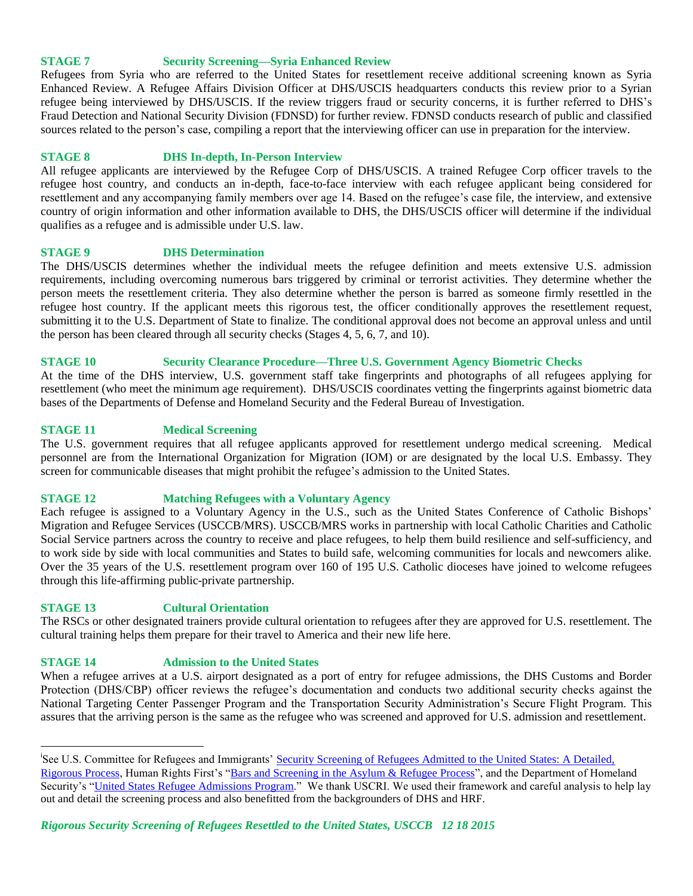### STAGE 7 Security Screening—Syria Enhanced Review

Refugees from Syria who are referred to the United States for resettlement receive additional screening known as Syria Enhanced Review. A Refugee Affairs Division Officer at DHS/USCIS headquarters conducts this review prior to a Syrian refugee being interviewed by DHS/USCIS. If the review triggers fraud or security concerns, it is further referred to DHS's Fraud Detection and National Security Division (FDNSD) for further review. FDNSD conducts research of public and classified sources related to the person's case, compiling a report that the interviewing officer can use in preparation for the interview.

### STAGE 8 DHS In-depth, In-Person Interview

All refugee applicants are interviewed by the Refugee Corp of DHS/USCIS. A trained Refugee Corp officer travels to the refugee host country, and conducts an in-depth, face-to-face interview with each refugee applicant being considered for resettlement and any accompanying family members over age 14. Based on the refugee's case file, the interview, and extensive country of origin information and other information available to DHS, the DHS/USCIS officer will determine if the individual qualifies as a refugee and is admissible under U.S. law.

### STAGE 9 DHS Determination

The DHS/USCIS determines whether the individual meets the refugee definition and meets extensive U.S. admission requirements, including overcoming numerous bars triggered by criminal or terrorist activities. They determine whether the person meets the resettlement criteria. They also determine whether the person is barred as someone firmly resettled in the refugee host country. If the applicant meets this rigorous test, the officer conditionally approves the resettlement request, submitting it to the U.S. Department of State to finalize. The conditional approval does not become an approval unless and until the person has been cleared through all security checks (Stages 4, 5, 6, 7, and 10).

### STAGE 10 Security Clearance Procedure—Three U.S. Government Agency Biometric Checks

At the time of the DHS interview, U.S. government staff take fingerprints and photographs of all refugees applying for resettlement (who meet the minimum age requirement). DHS/USCIS coordinates vetting the fingerprints against biometric data bases of the Departments of Defense and Homeland Security and the Federal Bureau of Investigation.

### STAGE 11 Medical Screening

The U.S. government requires that all refugee applicants approved for resettlement undergo medical screening. Medical personnel are from the International Organization for Migration (IOM) or are designated by the local U.S. Embassy. They screen for communicable diseases that might prohibit the refugee's admission to the United States.

### STAGE 12 Matching Refugees with a Voluntary Agency

Each refugee is assigned to a Voluntary Agency in the U.S., such as the United States Conference of Catholic Bishops' Migration and Refugee Services (USCCB/MRS). USCCB/MRS works in partnership with local Catholic Charities and Catholic Social Service partners across the country to receive and place refugees, to help them build resilience and self-sufficiency, and to work side by side with local communities and States to build safe, welcoming communities for locals and newcomers alike. Over the 35 years of the U.S. resettlement program over 160 of 195 U.S. Catholic dioceses have joined to welcome refugees through this life-affirming public-private partnership.

### STAGE 13 Cultural Orientation

The RSCs or other designated trainers provide cultural orientation to refugees after they are approved for U.S. resettlement. The cultural training helps them prepare for their travel to America and their new life here.

### STAGE 14 Admission to the United States

When a refugee arrives at a U.S. airport designated as a port of entry for refugee admissions, the DHS Customs and Border Protection (DHS/CBP) officer reviews the refugee's documentation and conducts two additional security checks against the National Targeting Center Passenger Program and the Transportation Security Administration's Secure Flight Program. This assures that the arriving person is the same as the refugee who was screened and approved for U.S. admission and resettlement.

---

[i] See U.S. Committee for Refugees and Immigrants' Security Screening of Refugees Admitted to the United States: A Detailed, Rigorous Process, Human Rights First's "Bars and Screening in the Asylum & Refugee Process", and the Department of Homeland Security's "United States Refugee Admissions Program." We thank USCRI. We used their framework and careful analysis to help lay out and detail the screening process and also benefitted from the backgrounders of DHS and HRF.

*Rigorous Security Screening of Refugees Resettled to the United States, USCCB 12 18 2015*